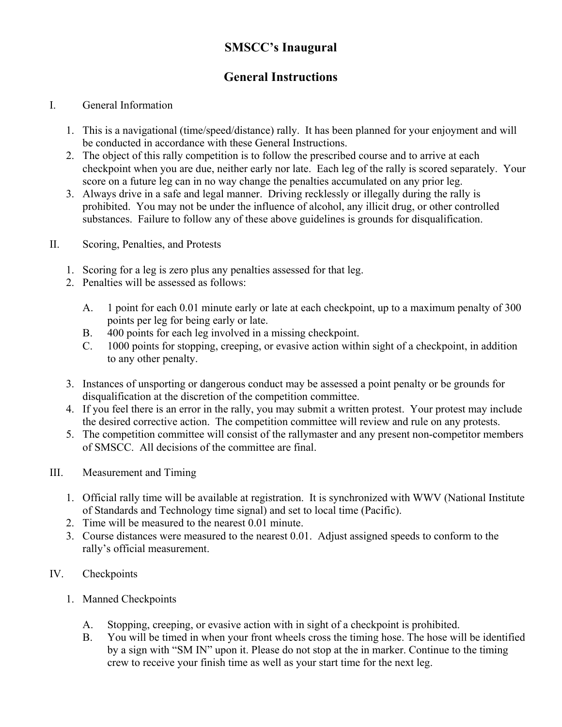# SMSCC's Inaugural

# General Instructions

I. General Information

1. This is a navigational (time/speed/distance) rally. It has been planned for your enjoyment and will be conducted in accordance with these General Instructions.
2. The object of this rally competition is to follow the prescribed course and to arrive at each checkpoint when you are due, neither early nor late. Each leg of the rally is scored separately. Your score on a future leg can in no way change the penalties accumulated on any prior leg.
3. Always drive in a safe and legal manner. Driving recklessly or illegally during the rally is prohibited. You may not be under the influence of alcohol, any illicit drug, or other controlled substances. Failure to follow any of these above guidelines is grounds for disqualification.

II. Scoring, Penalties, and Protests

1. Scoring for a leg is zero plus any penalties assessed for that leg.
2. Penalties will be assessed as follows:

   A. 1 point for each 0.01 minute early or late at each checkpoint, up to a maximum penalty of 300 points per leg for being early or late.
   B. 400 points for each leg involved in a missing checkpoint.
   C. 1000 points for stopping, creeping, or evasive action within sight of a checkpoint, in addition to any other penalty.

3. Instances of unsporting or dangerous conduct may be assessed a point penalty or be grounds for disqualification at the discretion of the competition committee.
4. If you feel there is an error in the rally, you may submit a written protest. Your protest may include the desired corrective action. The competition committee will review and rule on any protests.
5. The competition committee will consist of the rallymaster and any present non-competitor members of SMSCC. All decisions of the committee are final.

III. Measurement and Timing

1. Official rally time will be available at registration. It is synchronized with WWV (National Institute of Standards and Technology time signal) and set to local time (Pacific).
2. Time will be measured to the nearest 0.01 minute.
3. Course distances were measured to the nearest 0.01. Adjust assigned speeds to conform to the rally's official measurement.

IV. Checkpoints

1. Manned Checkpoints

   A. Stopping, creeping, or evasive action with in sight of a checkpoint is prohibited.
   B. You will be timed in when your front wheels cross the timing hose. The hose will be identified by a sign with "SM IN" upon it. Please do not stop at the in marker. Continue to the timing crew to receive your finish time as well as your start time for the next leg.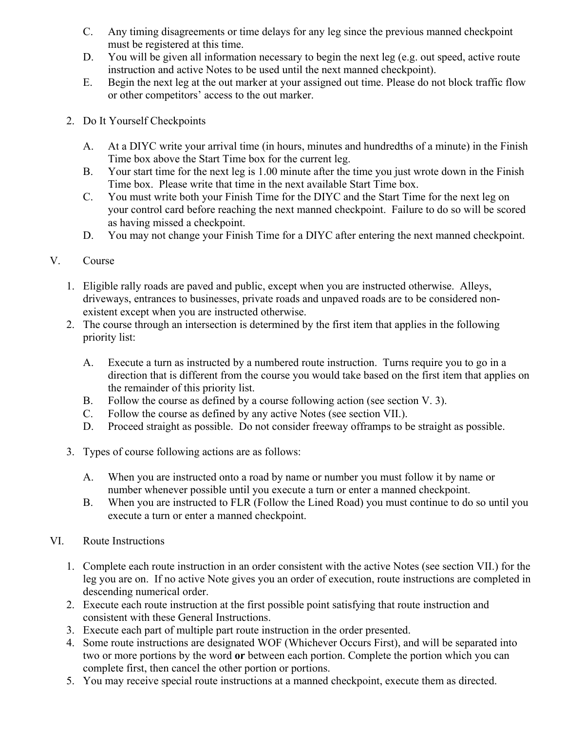C. Any timing disagreements or time delays for any leg since the previous manned checkpoint must be registered at this time.

D. You will be given all information necessary to begin the next leg (e.g. out speed, active route instruction and active Notes to be used until the next manned checkpoint).

E. Begin the next leg at the out marker at your assigned out time. Please do not block traffic flow or other competitors' access to the out marker.

2. Do It Yourself Checkpoints

   A. At a DIYC write your arrival time (in hours, minutes and hundredths of a minute) in the Finish Time box above the Start Time box for the current leg.

   B. Your start time for the next leg is 1.00 minute after the time you just wrote down in the Finish Time box. Please write that time in the next available Start Time box.

   C. You must write both your Finish Time for the DIYC and the Start Time for the next leg on your control card before reaching the next manned checkpoint. Failure to do so will be scored as having missed a checkpoint.

   D. You may not change your Finish Time for a DIYC after entering the next manned checkpoint.

## V. Course

1. Eligible rally roads are paved and public, except when you are instructed otherwise. Alleys, driveways, entrances to businesses, private roads and unpaved roads are to be considered non-existent except when you are instructed otherwise.

2. The course through an intersection is determined by the first item that applies in the following priority list:

   A. Execute a turn as instructed by a numbered route instruction. Turns require you to go in a direction that is different from the course you would take based on the first item that applies on the remainder of this priority list.

   B. Follow the course as defined by a course following action (see section V. 3).

   C. Follow the course as defined by any active Notes (see section VII.).

   D. Proceed straight as possible. Do not consider freeway offramps to be straight as possible.

3. Types of course following actions are as follows:

   A. When you are instructed onto a road by name or number you must follow it by name or number whenever possible until you execute a turn or enter a manned checkpoint.

   B. When you are instructed to FLR (Follow the Lined Road) you must continue to do so until you execute a turn or enter a manned checkpoint.

## VI. Route Instructions

1. Complete each route instruction in an order consistent with the active Notes (see section VII.) for the leg you are on. If no active Note gives you an order of execution, route instructions are completed in descending numerical order.
2. Execute each route instruction at the first possible point satisfying that route instruction and consistent with these General Instructions.
3. Execute each part of multiple part route instruction in the order presented.
4. Some route instructions are designated WOF (Whichever Occurs First), and will be separated into two or more portions by the word **or** between each portion. Complete the portion which you can complete first, then cancel the other portion or portions.
5. You may receive special route instructions at a manned checkpoint, execute them as directed.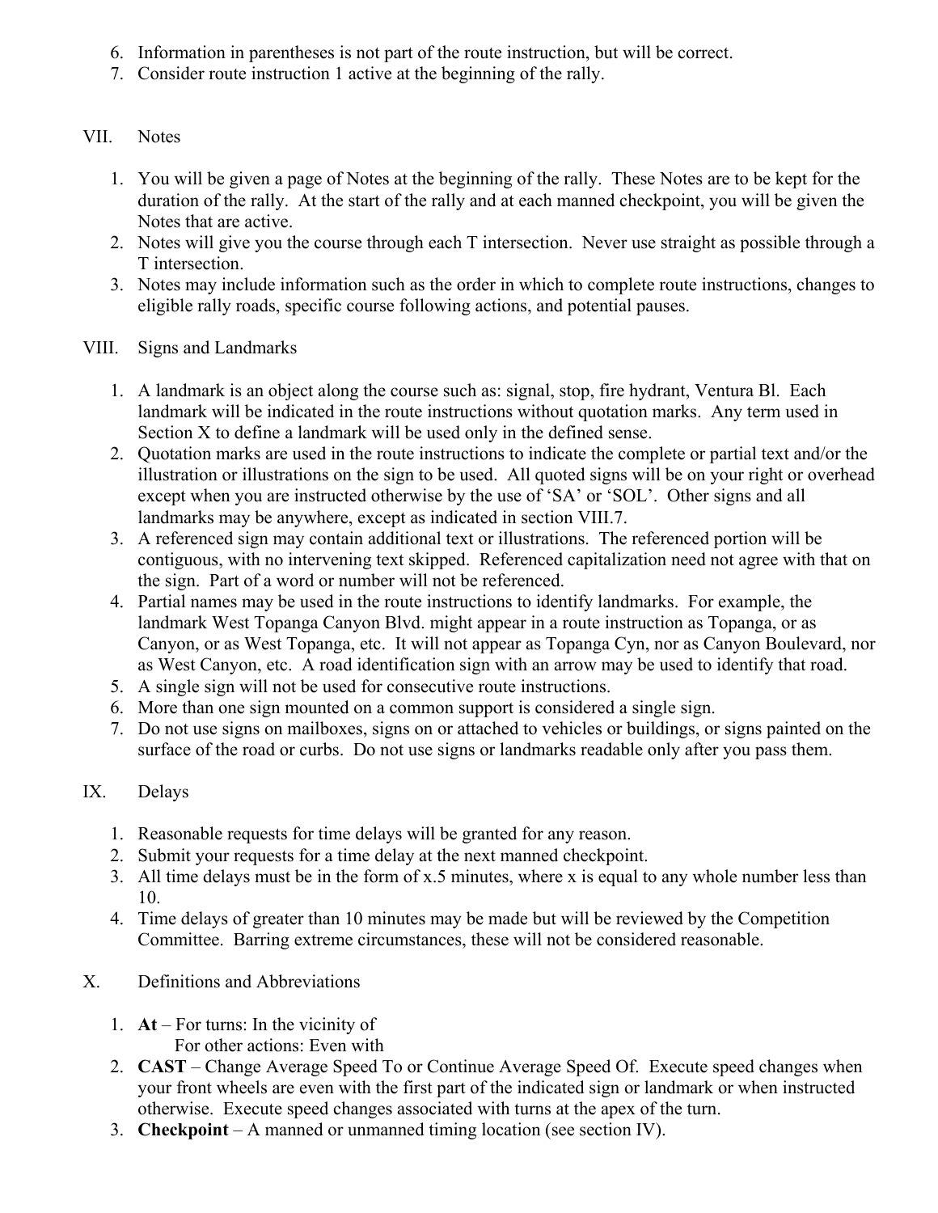6. Information in parentheses is not part of the route instruction, but will be correct.
7. Consider route instruction 1 active at the beginning of the rally.

## VII. Notes

1. You will be given a page of Notes at the beginning of the rally. These Notes are to be kept for the duration of the rally. At the start of the rally and at each manned checkpoint, you will be given the Notes that are active.
2. Notes will give you the course through each T intersection. Never use straight as possible through a T intersection.
3. Notes may include information such as the order in which to complete route instructions, changes to eligible rally roads, specific course following actions, and potential pauses.

## VIII. Signs and Landmarks

1. A landmark is an object along the course such as: signal, stop, fire hydrant, Ventura Bl. Each landmark will be indicated in the route instructions without quotation marks. Any term used in Section X to define a landmark will be used only in the defined sense.
2. Quotation marks are used in the route instructions to indicate the complete or partial text and/or the illustration or illustrations on the sign to be used. All quoted signs will be on your right or overhead except when you are instructed otherwise by the use of 'SA' or 'SOL'. Other signs and all landmarks may be anywhere, except as indicated in section VIII.7.
3. A referenced sign may contain additional text or illustrations. The referenced portion will be contiguous, with no intervening text skipped. Referenced capitalization need not agree with that on the sign. Part of a word or number will not be referenced.
4. Partial names may be used in the route instructions to identify landmarks. For example, the landmark West Topanga Canyon Blvd. might appear in a route instruction as Topanga, or as Canyon, or as West Topanga, etc. It will not appear as Topanga Cyn, nor as Canyon Boulevard, nor as West Canyon, etc. A road identification sign with an arrow may be used to identify that road.
5. A single sign will not be used for consecutive route instructions.
6. More than one sign mounted on a common support is considered a single sign.
7. Do not use signs on mailboxes, signs on or attached to vehicles or buildings, or signs painted on the surface of the road or curbs. Do not use signs or landmarks readable only after you pass them.

## IX. Delays

1. Reasonable requests for time delays will be granted for any reason.
2. Submit your requests for a time delay at the next manned checkpoint.
3. All time delays must be in the form of x.5 minutes, where x is equal to any whole number less than 10.
4. Time delays of greater than 10 minutes may be made but will be reviewed by the Competition Committee. Barring extreme circumstances, these will not be considered reasonable.

## X. Definitions and Abbreviations

1. **At** – For turns: In the vicinity of
   For other actions: Even with
2. **CAST** – Change Average Speed To or Continue Average Speed Of. Execute speed changes when your front wheels are even with the first part of the indicated sign or landmark or when instructed otherwise. Execute speed changes associated with turns at the apex of the turn.
3. **Checkpoint** – A manned or unmanned timing location (see section IV).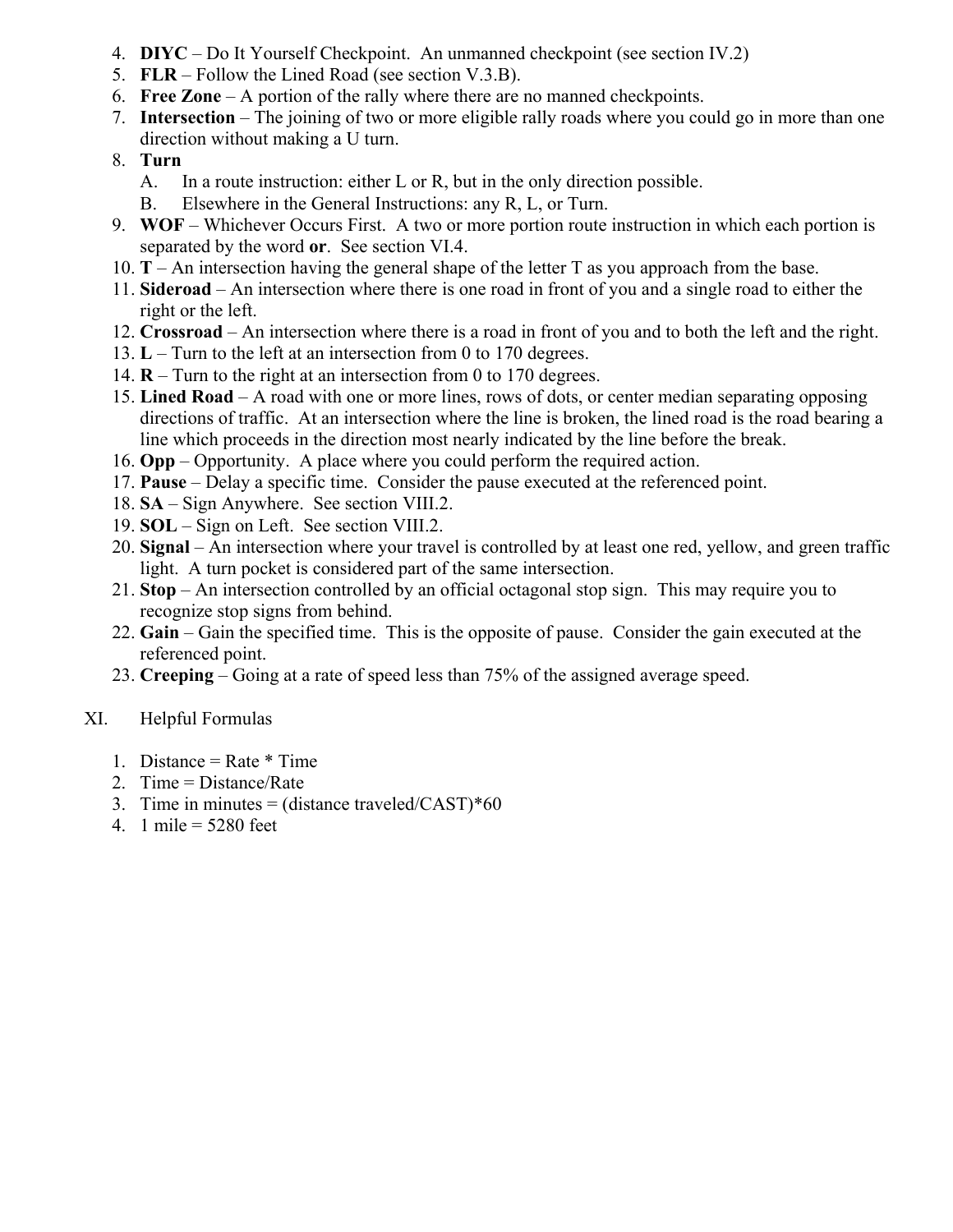4. **DIYC** – Do It Yourself Checkpoint. An unmanned checkpoint (see section IV.2)
5. **FLR** – Follow the Lined Road (see section V.3.B).
6. **Free Zone** – A portion of the rally where there are no manned checkpoints.
7. **Intersection** – The joining of two or more eligible rally roads where you could go in more than one direction without making a U turn.
8. **Turn**
   A. In a route instruction: either L or R, but in the only direction possible.
   B. Elsewhere in the General Instructions: any R, L, or Turn.
9. **WOF** – Whichever Occurs First. A two or more portion route instruction in which each portion is separated by the word **or**. See section VI.4.
10. **T** – An intersection having the general shape of the letter T as you approach from the base.
11. **Sideroad** – An intersection where there is one road in front of you and a single road to either the right or the left.
12. **Crossroad** – An intersection where there is a road in front of you and to both the left and the right.
13. **L** – Turn to the left at an intersection from 0 to 170 degrees.
14. **R** – Turn to the right at an intersection from 0 to 170 degrees.
15. **Lined Road** – A road with one or more lines, rows of dots, or center median separating opposing directions of traffic. At an intersection where the line is broken, the lined road is the road bearing a line which proceeds in the direction most nearly indicated by the line before the break.
16. **Opp** – Opportunity. A place where you could perform the required action.
17. **Pause** – Delay a specific time. Consider the pause executed at the referenced point.
18. **SA** – Sign Anywhere. See section VIII.2.
19. **SOL** – Sign on Left. See section VIII.2.
20. **Signal** – An intersection where your travel is controlled by at least one red, yellow, and green traffic light. A turn pocket is considered part of the same intersection.
21. **Stop** – An intersection controlled by an official octagonal stop sign. This may require you to recognize stop signs from behind.
22. **Gain** – Gain the specified time. This is the opposite of pause. Consider the gain executed at the referenced point.
23. **Creeping** – Going at a rate of speed less than 75% of the assigned average speed.

## XI. Helpful Formulas

1. Distance = Rate * Time
2. Time = Distance/Rate
3. Time in minutes = (distance traveled/CAST)*60
4. 1 mile = 5280 feet